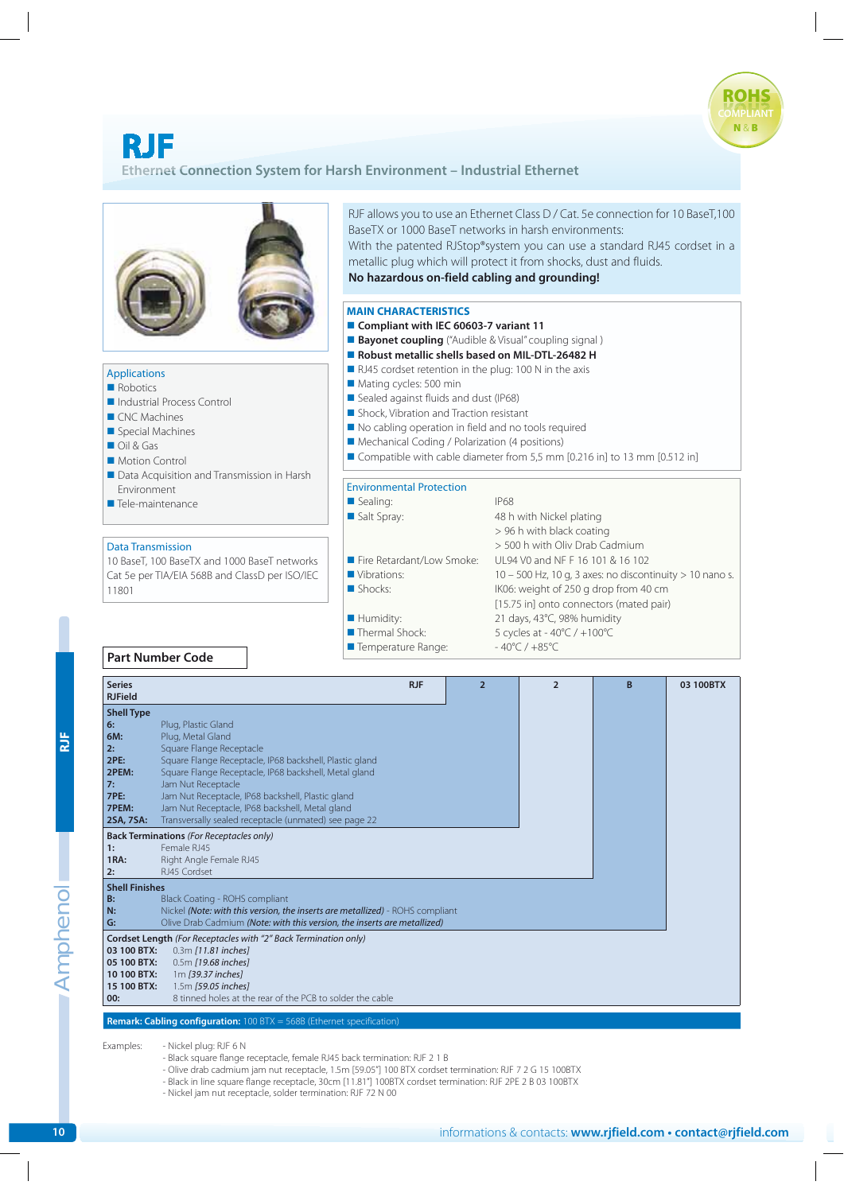# RJF

## Ethernet Connection System for Harsh Environment – Industrial Ethernet

ROHS COMPLIANT N & B

RJF allows you to use an Ethernet Class D / Cat. 5e connection for 10 BaseT,100 BaseTX or 1000 BaseT networks in harsh environments:
With the patented RJStop®system you can use a standard RJ45 cordset in a metallic plug which will protect it from shocks, dust and fluids.
**No hazardous on-field cabling and grounding!**

### MAIN CHARACTERISTICS

- **Compliant with IEC 60603-7 variant 11**
- **Bayonet coupling** ("Audible & Visual" coupling signal )
- **Robust metallic shells based on MIL-DTL-26482 H**
- RJ45 cordset retention in the plug: 100 N in the axis
- Mating cycles: 500 min
- Sealed against fluids and dust (IP68)
- Shock, Vibration and Traction resistant
- No cabling operation in field and no tools required
- Mechanical Coding / Polarization (4 positions)
- Compatible with cable diameter from 5,5 mm [0.216 in] to 13 mm [0.512 in]

### Applications

- Robotics
- Industrial Process Control
- CNC Machines
- Special Machines
- Oil & Gas
- Motion Control
- Data Acquisition and Transmission in Harsh Environment
- Tele-maintenance

### Data Transmission

10 BaseT, 100 BaseTX and 1000 BaseT networks
Cat 5e per TIA/EIA 568B and ClassD per ISO/IEC 11801

### Environmental Protection

| | |
|---|---|
| Sealing: | IP68 |
| Salt Spray: | 48 h with Nickel plating<br>> 96 h with black coating<br>> 500 h with Oliv Drab Cadmium |
| Fire Retardant/Low Smoke: | UL94 V0 and NF F 16 101 & 16 102 |
| Vibrations: | 10 – 500 Hz, 10 g, 3 axes: no discontinuity > 10 nano s. |
| Shocks: | IK06: weight of 250 g drop from 40 cm [15.75 in] onto connectors (mated pair) |
| Humidity: | 21 days, 43°C, 98% humidity |
| Thermal Shock: | 5 cycles at - 40°C / +100°C |
| Temperature Range: | - 40°C / +85°C |

### Part Number Code

| Series | RJF | 2 | 2 | B | 03 100BTX |
|---|---|---|---|---|---|
| RJField | | | | | |

**Shell Type**

| Code | Description |
|---|---|
| 6: | Plug, Plastic Gland |
| 6M: | Plug, Metal Gland |
| 2: | Square Flange Receptacle |
| 2PE: | Square Flange Receptacle, IP68 backshell, Plastic gland |
| 2PEM: | Square Flange Receptacle, IP68 backshell, Metal gland |
| 7: | Jam Nut Receptacle |
| 7PE: | Jam Nut Receptacle, IP68 backshell, Plastic gland |
| 7PEM: | Jam Nut Receptacle, IP68 backshell, Metal gland |
| 2SA, 7SA: | Transversally sealed receptacle (unmated) see page 22 |

**Back Terminations** *(For Receptacles only)*

| Code | Description |
|---|---|
| 1: | Female RJ45 |
| 1RA: | Right Angle Female RJ45 |
| 2: | RJ45 Cordset |

**Shell Finishes**

| Code | Description |
|---|---|
| B: | Black Coating - ROHS compliant |
| N: | Nickel *(Note: with this version, the inserts are metallized)* - ROHS compliant |
| G: | Olive Drab Cadmium *(Note: with this version, the inserts are metallized)* |

**Cordset Length** *(For Receptacles with "2" Back Termination only)*

| Code | Description |
|---|---|
| 03 100 BTX: | 0.3m *[11.81 inches]* |
| 05 100 BTX: | 0.5m *[19.68 inches]* |
| 10 100 BTX: | 1m *[39.37 inches]* |
| 15 100 BTX: | 1.5m *[59.05 inches]* |
| 00: | 8 tinned holes at the rear of the PCB to solder the cable |

**Remark: Cabling configuration:** 100 BTX = 568B (Ethernet specification)

Examples:
- Nickel plug: RJF 6 N
- Black square flange receptacle, female RJ45 back termination: RJF 2 1 B
- Olive drab cadmium jam nut receptacle, 1.5m [59.05"] 100 BTX cordset termination: RJF 7 2 G 15 100BTX
- Black in line square flange receptacle, 30cm [11.81"] 100BTX cordset termination: RJF 2PE 2 B 03 100BTX
- Nickel jam nut receptacle, solder termination: RJF 72 N 00

informations & contacts: **www.rjfield.com • contact@rjfield.com**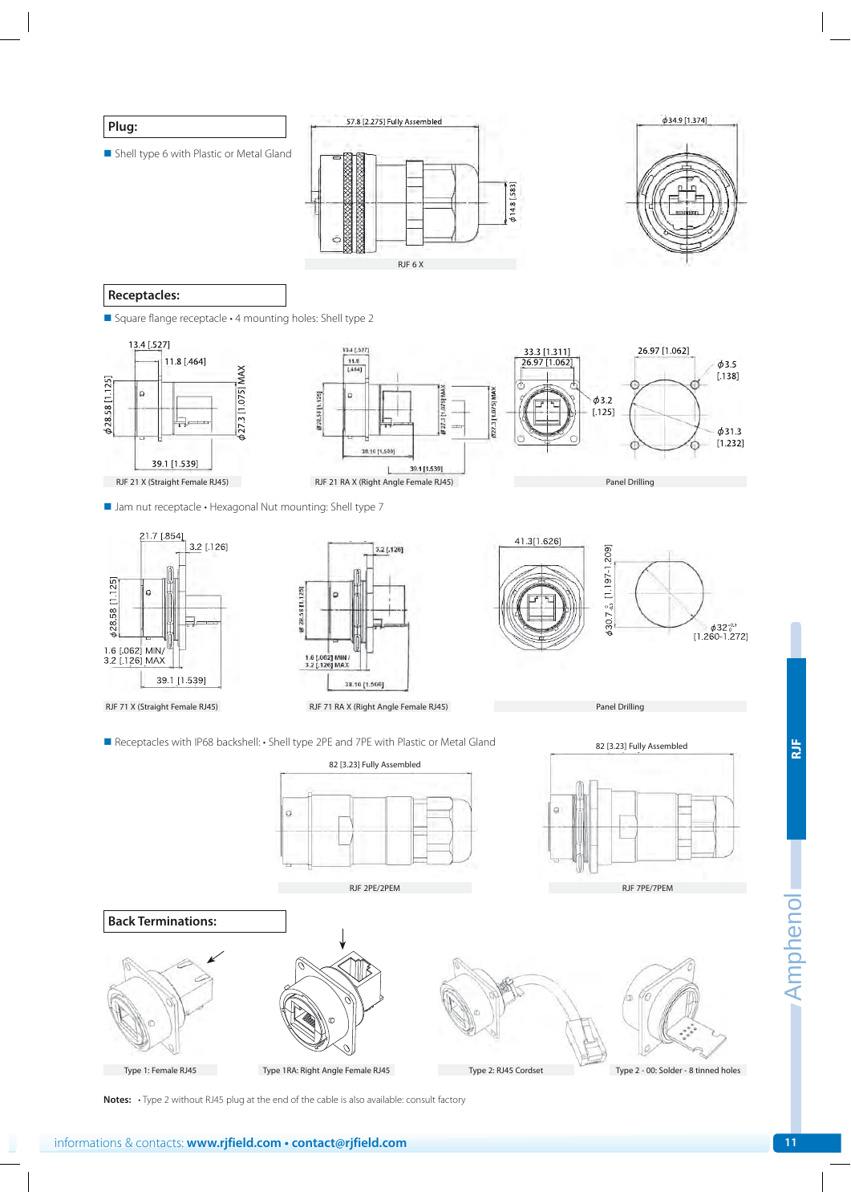## Plug:

- Shell type 6 with Plastic or Metal Gland

57.8 [2.275] Fully Assembled

ϕ14.8 [.583]

ϕ34.9 [1.374]

RJF 6 X

## Receptacles:

- Square flange receptacle • 4 mounting holes: Shell type 2

13.4 [.527]

11.8 [.464]

ϕ28.58 [1.125]

ϕ27.3 [1.075] MAX

39.1 [1.539]

RJF 21 X (Straight Female RJ45)

38.10 [1.500]

39.1 [1.539]

RJF 21 RA X (Right Angle Female RJ45)

33.3 [1.311]

26.97 [1.062]

ϕ3.2 [.125]

26.97 [1.062]

ϕ3.5 [.138]

ϕ31.3 [1.232]

Panel Drilling

- Jam nut receptacle • Hexagonal Nut mounting: Shell type 7

21.7 [.854]

3.2 [.126]

ϕ28.58 [1.125]

1.6 [.062] MIN/ 3.2 [.126] MAX

39.1 [1.539]

RJF 71 X (Straight Female RJ45)

3.2 [.126]

1.6 [.062] MIN / 3.2 [.126] MAX

38.10 [1.500]

RJF 71 RA X (Right Angle Female RJ45)

41.3[1.626]

ϕ30.7 [1.197-1.209]

ϕ32 [1.260-1.272]

Panel Drilling

- Receptacles with IP68 backshell: • Shell type 2PE and 7PE with Plastic or Metal Gland

82 [3.23] Fully Assembled

RJF 2PE/2PEM

82 [3.23] Fully Assembled

RJF 7PE/7PEM

## Back Terminations:

Type 1: Female RJ45

Type 1RA: Right Angle Female RJ45

Type 2: RJ45 Cordset

Type 2 - 00: Solder - 8 tinned holes

**Notes:** • Type 2 without RJ45 plug at the end of the cable is also available: consult factory

informations & contacts: **www.rjfield.com • contact@rjfield.com**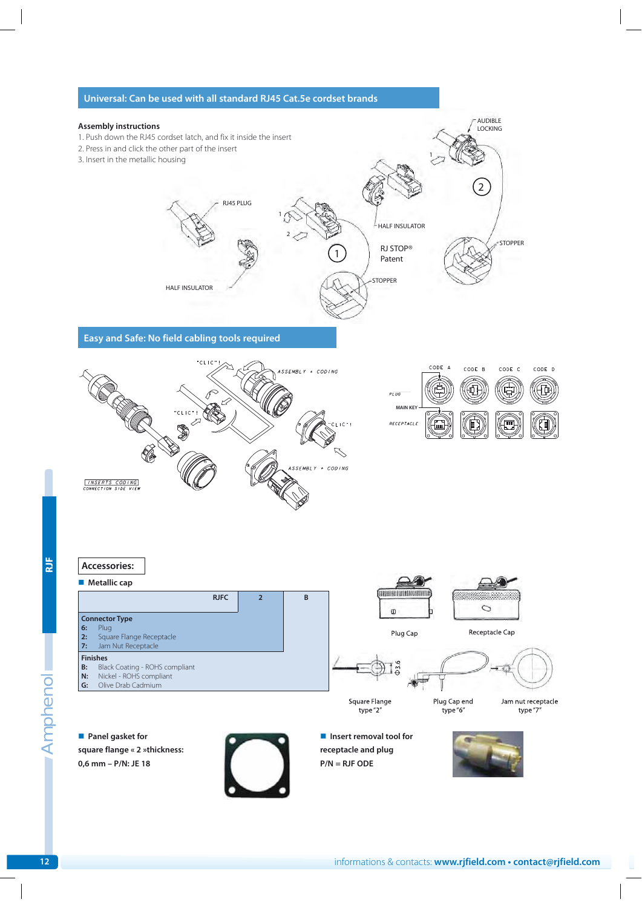## Universal: Can be used with all standard RJ45 Cat.5e cordset brands

**Assembly instructions**

1. Push down the RJ45 cordset latch, and fix it inside the insert
2. Press in and click the other part of the insert
3. Insert in the metallic housing

AUDIBLE LOCKING

RJ45 PLUG

HALF INSULATOR

HALF INSULATOR

RJ STOP® Patent

STOPPER

STOPPER

## Easy and Safe: No field cabling tools required

"CLIC"!

ASSEMBLY + CODING

"CLIC"!

"CLIC"!

ASSEMBLY + CODING

INSERTS CODING CONNECTION SIDE VIEW

CODE A CODE B CODE C CODE D

PLUG

MAIN KEY

RECEPTACLE

**Accessories:**

- **Metallic cap**

| RJFC | 2 | B |
|---|---|---|
| **Connector Type**<br>6: Plug<br>2: Square Flange Receptacle<br>7: Jam Nut Receptacle | | |
| **Finishes**<br>B: Black Coating - ROHS compliant<br>N: Nickel - ROHS compliant<br>G: Olive Drab Cadmium | | |

Plug Cap

Receptacle Cap

Square Flange type "2"

Plug Cap end type "6"

Jam nut receptacle type "7"

- **Panel gasket for square flange « 2 » thickness: 0,6 mm – P/N: JE 18**

- **Insert removal tool for receptacle and plug P/N = RJF ODE**

informations & contacts: **www.rjfield.com • contact@rjfield.com**